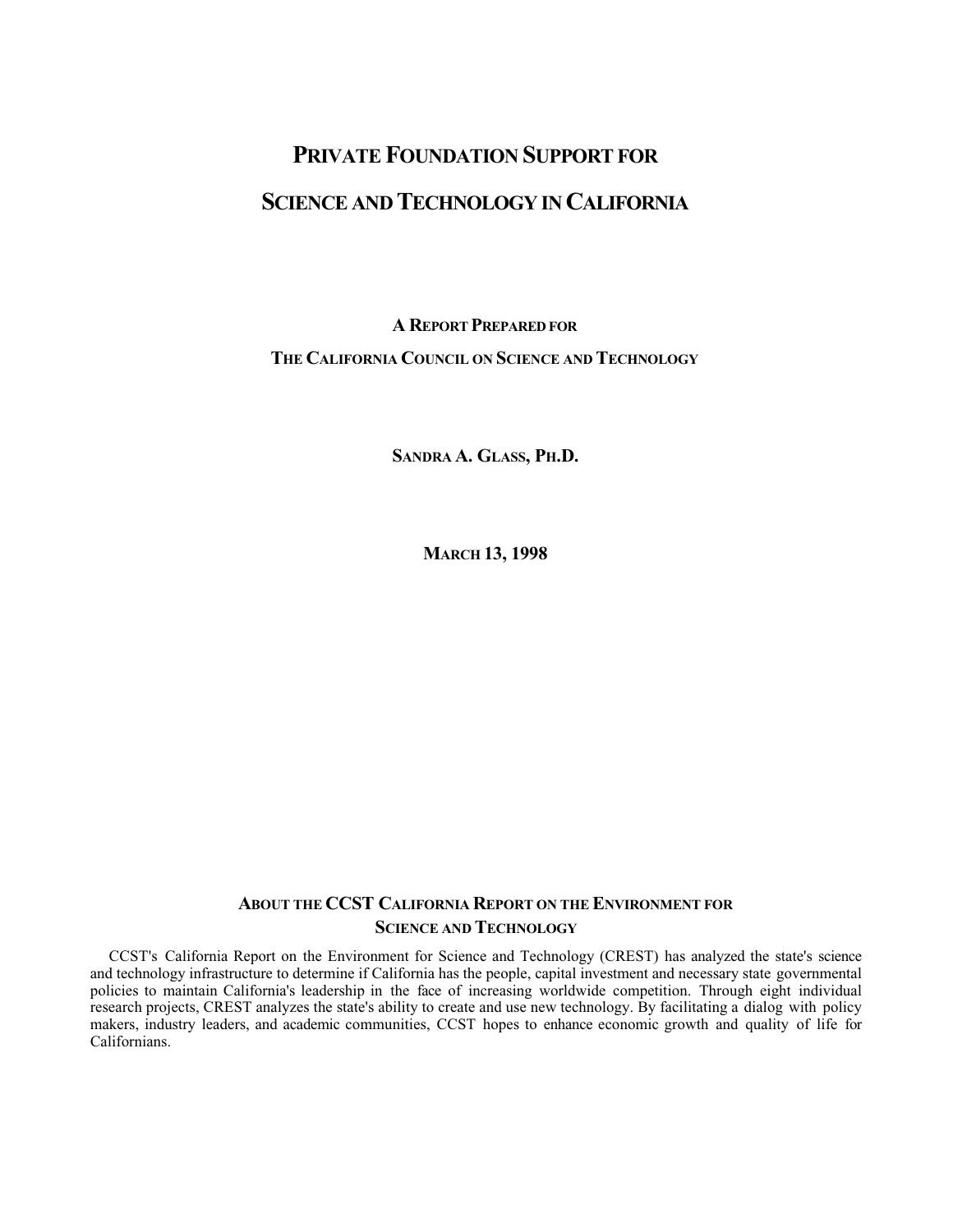# Private Foundation Support for Science and Technology in California

A Report Prepared for

The California Council on Science and Technology

Sandra A. Glass, Ph.D.

March 13, 1998

## About the CCST California Report on the Environment for Science and Technology

CCST's California Report on the Environment for Science and Technology (CREST) has analyzed the state's science and technology infrastructure to determine if California has the people, capital investment and necessary state governmental policies to maintain California's leadership in the face of increasing worldwide competition. Through eight individual research projects, CREST analyzes the state's ability to create and use new technology. By facilitating a dialog with policy makers, industry leaders, and academic communities, CCST hopes to enhance economic growth and quality of life for Californians.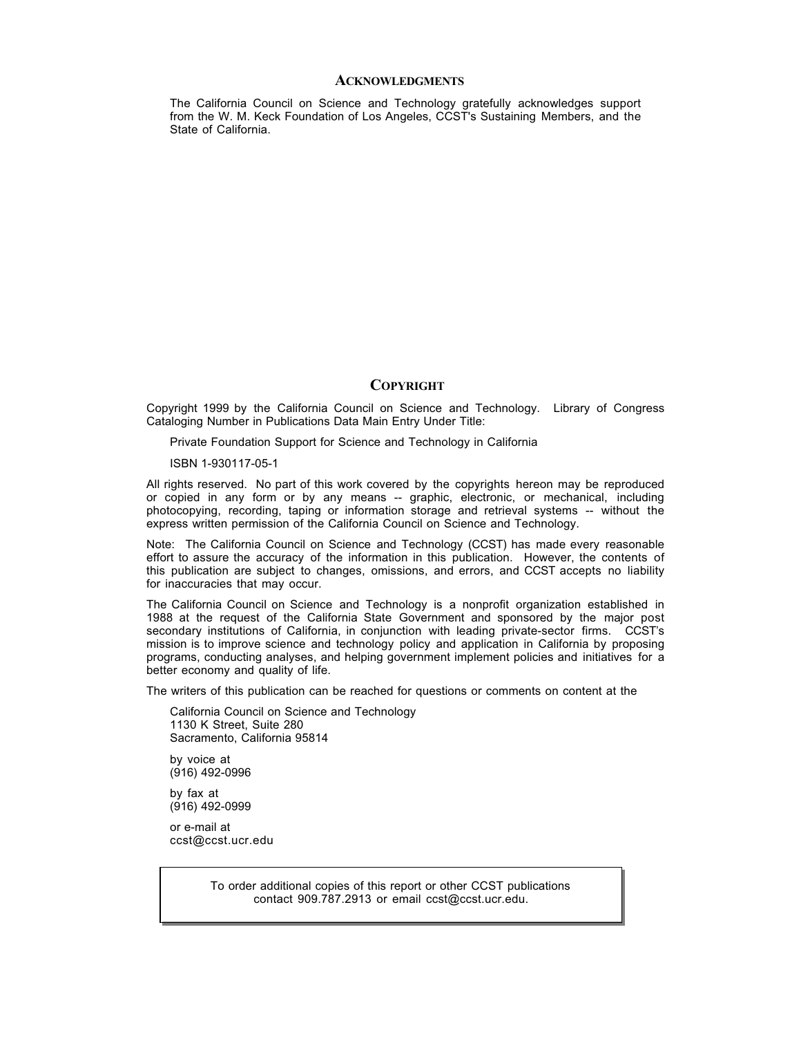## ACKNOWLEDGMENTS

The California Council on Science and Technology gratefully acknowledges support from the W. M. Keck Foundation of Los Angeles, CCST's Sustaining Members, and the State of California.

## COPYRIGHT

Copyright 1999 by the California Council on Science and Technology. Library of Congress Cataloging Number in Publications Data Main Entry Under Title:

Private Foundation Support for Science and Technology in California

ISBN 1-930117-05-1

All rights reserved. No part of this work covered by the copyrights hereon may be reproduced or copied in any form or by any means -- graphic, electronic, or mechanical, including photocopying, recording, taping or information storage and retrieval systems -- without the express written permission of the California Council on Science and Technology.

Note: The California Council on Science and Technology (CCST) has made every reasonable effort to assure the accuracy of the information in this publication. However, the contents of this publication are subject to changes, omissions, and errors, and CCST accepts no liability for inaccuracies that may occur.

The California Council on Science and Technology is a nonprofit organization established in 1988 at the request of the California State Government and sponsored by the major post secondary institutions of California, in conjunction with leading private-sector firms. CCST's mission is to improve science and technology policy and application in California by proposing programs, conducting analyses, and helping government implement policies and initiatives for a better economy and quality of life.

The writers of this publication can be reached for questions or comments on content at the

California Council on Science and Technology
1130 K Street, Suite 280
Sacramento, California 95814

by voice at
(916) 492-0996

by fax at
(916) 492-0999

or e-mail at
ccst@ccst.ucr.edu

To order additional copies of this report or other CCST publications contact 909.787.2913 or email ccst@ccst.ucr.edu.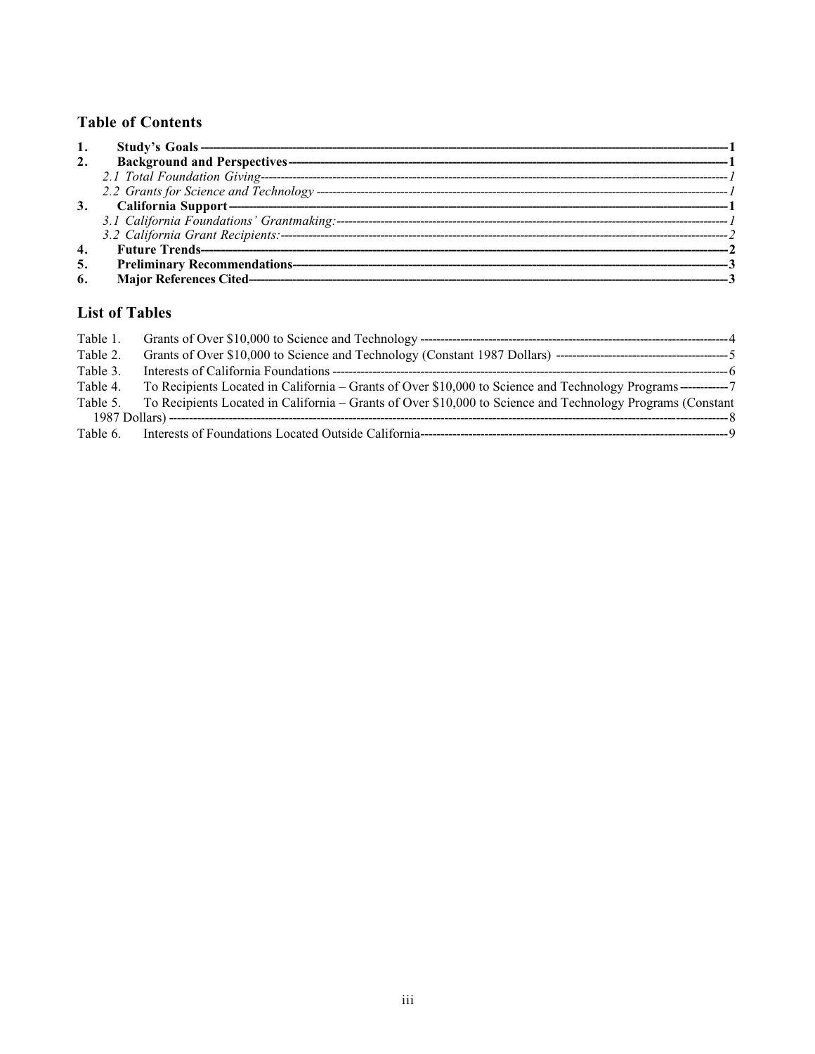## Table of Contents

**1. Study's Goals** — 1
**2. Background and Perspectives** — 1
*2.1 Total Foundation Giving* — 1
*2.2 Grants for Science and Technology* — 1
**3. California Support** — 1
*3.1 California Foundations' Grantmaking:* — 1
*3.2 California Grant Recipients:* — 2
**4. Future Trends** — 2
**5. Preliminary Recommendations** — 3
**6. Major References Cited** — 3

## List of Tables

Table 1. Grants of Over $10,000 to Science and Technology — 4
Table 2. Grants of Over $10,000 to Science and Technology (Constant 1987 Dollars) — 5
Table 3. Interests of California Foundations — 6
Table 4. To Recipients Located in California – Grants of Over $10,000 to Science and Technology Programs — 7
Table 5. To Recipients Located in California – Grants of Over $10,000 to Science and Technology Programs (Constant 1987 Dollars) — 8
Table 6. Interests of Foundations Located Outside California — 9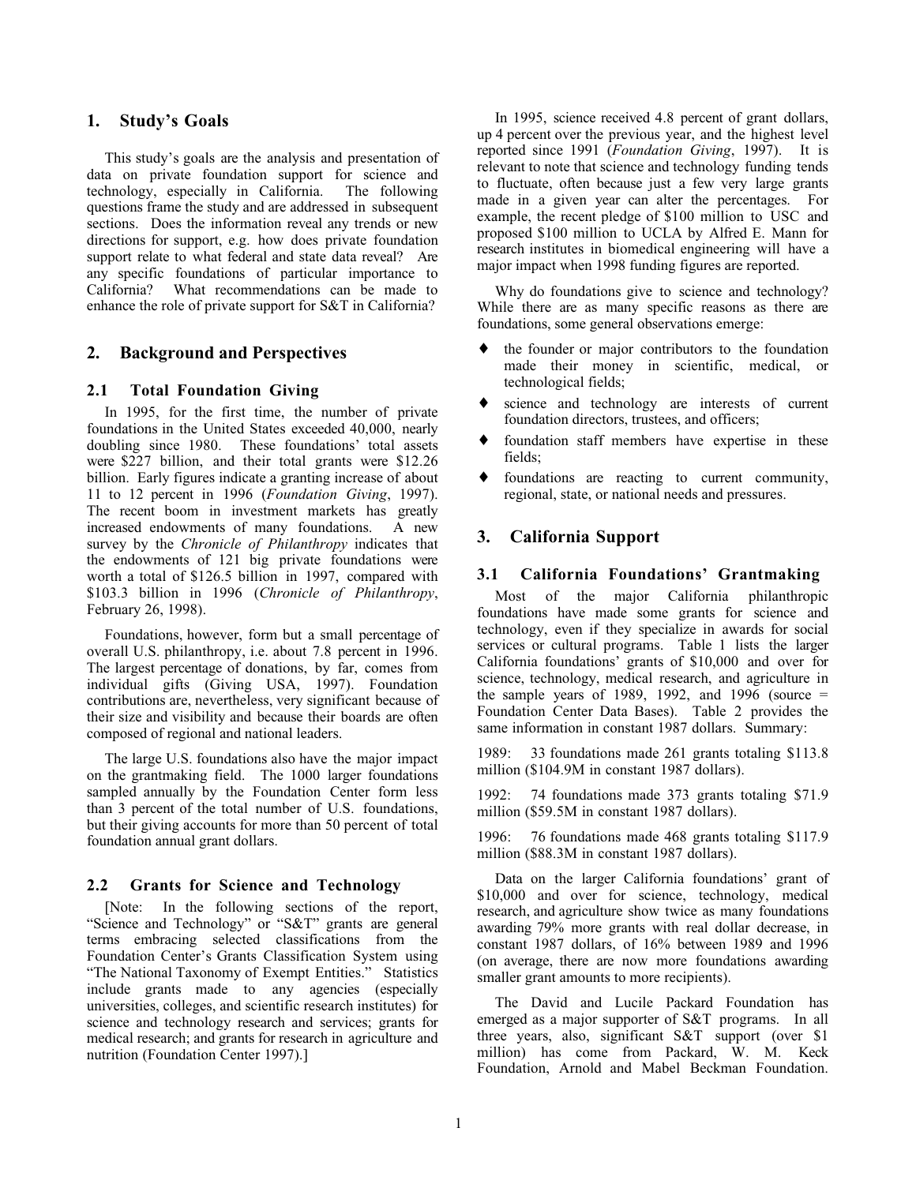## 1. Study's Goals

This study's goals are the analysis and presentation of data on private foundation support for science and technology, especially in California. The following questions frame the study and are addressed in subsequent sections. Does the information reveal any trends or new directions for support, e.g. how does private foundation support relate to what federal and state data reveal? Are any specific foundations of particular importance to California? What recommendations can be made to enhance the role of private support for S&T in California?

## 2. Background and Perspectives

### 2.1 Total Foundation Giving

In 1995, for the first time, the number of private foundations in the United States exceeded 40,000, nearly doubling since 1980. These foundations' total assets were $227 billion, and their total grants were $12.26 billion. Early figures indicate a granting increase of about 11 to 12 percent in 1996 (*Foundation Giving*, 1997). The recent boom in investment markets has greatly increased endowments of many foundations. A new survey by the *Chronicle of Philanthropy* indicates that the endowments of 121 big private foundations were worth a total of $126.5 billion in 1997, compared with $103.3 billion in 1996 (*Chronicle of Philanthropy*, February 26, 1998).

Foundations, however, form but a small percentage of overall U.S. philanthropy, i.e. about 7.8 percent in 1996. The largest percentage of donations, by far, comes from individual gifts (Giving USA, 1997). Foundation contributions are, nevertheless, very significant because of their size and visibility and because their boards are often composed of regional and national leaders.

The large U.S. foundations also have the major impact on the grantmaking field. The 1000 larger foundations sampled annually by the Foundation Center form less than 3 percent of the total number of U.S. foundations, but their giving accounts for more than 50 percent of total foundation annual grant dollars.

### 2.2 Grants for Science and Technology

[Note: In the following sections of the report, "Science and Technology" or "S&T" grants are general terms embracing selected classifications from the Foundation Center's Grants Classification System using "The National Taxonomy of Exempt Entities." Statistics include grants made to any agencies (especially universities, colleges, and scientific research institutes) for science and technology research and services; grants for medical research; and grants for research in agriculture and nutrition (Foundation Center 1997).]

In 1995, science received 4.8 percent of grant dollars, up 4 percent over the previous year, and the highest level reported since 1991 (*Foundation Giving*, 1997). It is relevant to note that science and technology funding tends to fluctuate, often because just a few very large grants made in a given year can alter the percentages. For example, the recent pledge of $100 million to USC and proposed $100 million to UCLA by Alfred E. Mann for research institutes in biomedical engineering will have a major impact when 1998 funding figures are reported.

Why do foundations give to science and technology? While there are as many specific reasons as there are foundations, some general observations emerge:

- the founder or major contributors to the foundation made their money in scientific, medical, or technological fields;
- science and technology are interests of current foundation directors, trustees, and officers;
- foundation staff members have expertise in these fields;
- foundations are reacting to current community, regional, state, or national needs and pressures.

## 3. California Support

### 3.1 California Foundations' Grantmaking

Most of the major California philanthropic foundations have made some grants for science and technology, even if they specialize in awards for social services or cultural programs. Table 1 lists the larger California foundations' grants of $10,000 and over for science, technology, medical research, and agriculture in the sample years of 1989, 1992, and 1996 (source = Foundation Center Data Bases). Table 2 provides the same information in constant 1987 dollars. Summary:

1989: 33 foundations made 261 grants totaling $113.8 million ($104.9M in constant 1987 dollars).

1992: 74 foundations made 373 grants totaling $71.9 million ($59.5M in constant 1987 dollars).

1996: 76 foundations made 468 grants totaling $117.9 million ($88.3M in constant 1987 dollars).

Data on the larger California foundations' grant of $10,000 and over for science, technology, medical research, and agriculture show twice as many foundations awarding 79% more grants with real dollar decrease, in constant 1987 dollars, of 16% between 1989 and 1996 (on average, there are now more foundations awarding smaller grant amounts to more recipients).

The David and Lucile Packard Foundation has emerged as a major supporter of S&T programs. In all three years, also, significant S&T support (over $1 million) has come from Packard, W. M. Keck Foundation, Arnold and Mabel Beckman Foundation.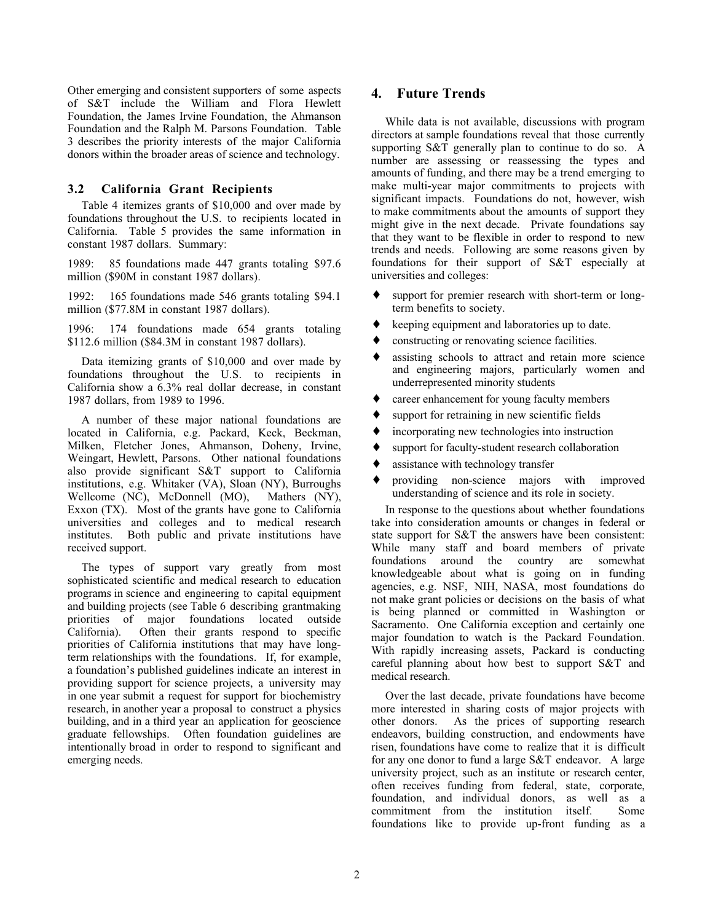Other emerging and consistent supporters of some aspects of S&T include the William and Flora Hewlett Foundation, the James Irvine Foundation, the Ahmanson Foundation and the Ralph M. Parsons Foundation. Table 3 describes the priority interests of the major California donors within the broader areas of science and technology.

### 3.2 California Grant Recipients

Table 4 itemizes grants of $10,000 and over made by foundations throughout the U.S. to recipients located in California. Table 5 provides the same information in constant 1987 dollars. Summary:

1989: 85 foundations made 447 grants totaling $97.6 million ($90M in constant 1987 dollars).

1992: 165 foundations made 546 grants totaling $94.1 million ($77.8M in constant 1987 dollars).

1996: 174 foundations made 654 grants totaling $112.6 million ($84.3M in constant 1987 dollars).

Data itemizing grants of $10,000 and over made by foundations throughout the U.S. to recipients in California show a 6.3% real dollar decrease, in constant 1987 dollars, from 1989 to 1996.

A number of these major national foundations are located in California, e.g. Packard, Keck, Beckman, Milken, Fletcher Jones, Ahmanson, Doheny, Irvine, Weingart, Hewlett, Parsons. Other national foundations also provide significant S&T support to California institutions, e.g. Whitaker (VA), Sloan (NY), Burroughs Wellcome (NC), McDonnell (MO), Mathers (NY), Exxon (TX). Most of the grants have gone to California universities and colleges and to medical research institutes. Both public and private institutions have received support.

The types of support vary greatly from most sophisticated scientific and medical research to education programs in science and engineering to capital equipment and building projects (see Table 6 describing grantmaking priorities of major foundations located outside California). Often their grants respond to specific priorities of California institutions that may have long-term relationships with the foundations. If, for example, a foundation's published guidelines indicate an interest in providing support for science projects, a university may in one year submit a request for support for biochemistry research, in another year a proposal to construct a physics building, and in a third year an application for geoscience graduate fellowships. Often foundation guidelines are intentionally broad in order to respond to significant and emerging needs.

## 4. Future Trends

While data is not available, discussions with program directors at sample foundations reveal that those currently supporting S&T generally plan to continue to do so. A number are assessing or reassessing the types and amounts of funding, and there may be a trend emerging to make multi-year major commitments to projects with significant impacts. Foundations do not, however, wish to make commitments about the amounts of support they might give in the next decade. Private foundations say that they want to be flexible in order to respond to new trends and needs. Following are some reasons given by foundations for their support of S&T especially at universities and colleges:

- support for premier research with short-term or long-term benefits to society.
- keeping equipment and laboratories up to date.
- constructing or renovating science facilities.
- assisting schools to attract and retain more science and engineering majors, particularly women and underrepresented minority students
- career enhancement for young faculty members
- support for retraining in new scientific fields
- incorporating new technologies into instruction
- support for faculty-student research collaboration
- assistance with technology transfer
- providing non-science majors with improved understanding of science and its role in society.

In response to the questions about whether foundations take into consideration amounts or changes in federal or state support for S&T the answers have been consistent: While many staff and board members of private foundations around the country are somewhat knowledgeable about what is going on in funding agencies, e.g. NSF, NIH, NASA, most foundations do not make grant policies or decisions on the basis of what is being planned or committed in Washington or Sacramento. One California exception and certainly one major foundation to watch is the Packard Foundation. With rapidly increasing assets, Packard is conducting careful planning about how best to support S&T and medical research.

Over the last decade, private foundations have become more interested in sharing costs of major projects with other donors. As the prices of supporting research endeavors, building construction, and endowments have risen, foundations have come to realize that it is difficult for any one donor to fund a large S&T endeavor. A large university project, such as an institute or research center, often receives funding from federal, state, corporate, foundation, and individual donors, as well as a commitment from the institution itself. Some foundations like to provide up-front funding as a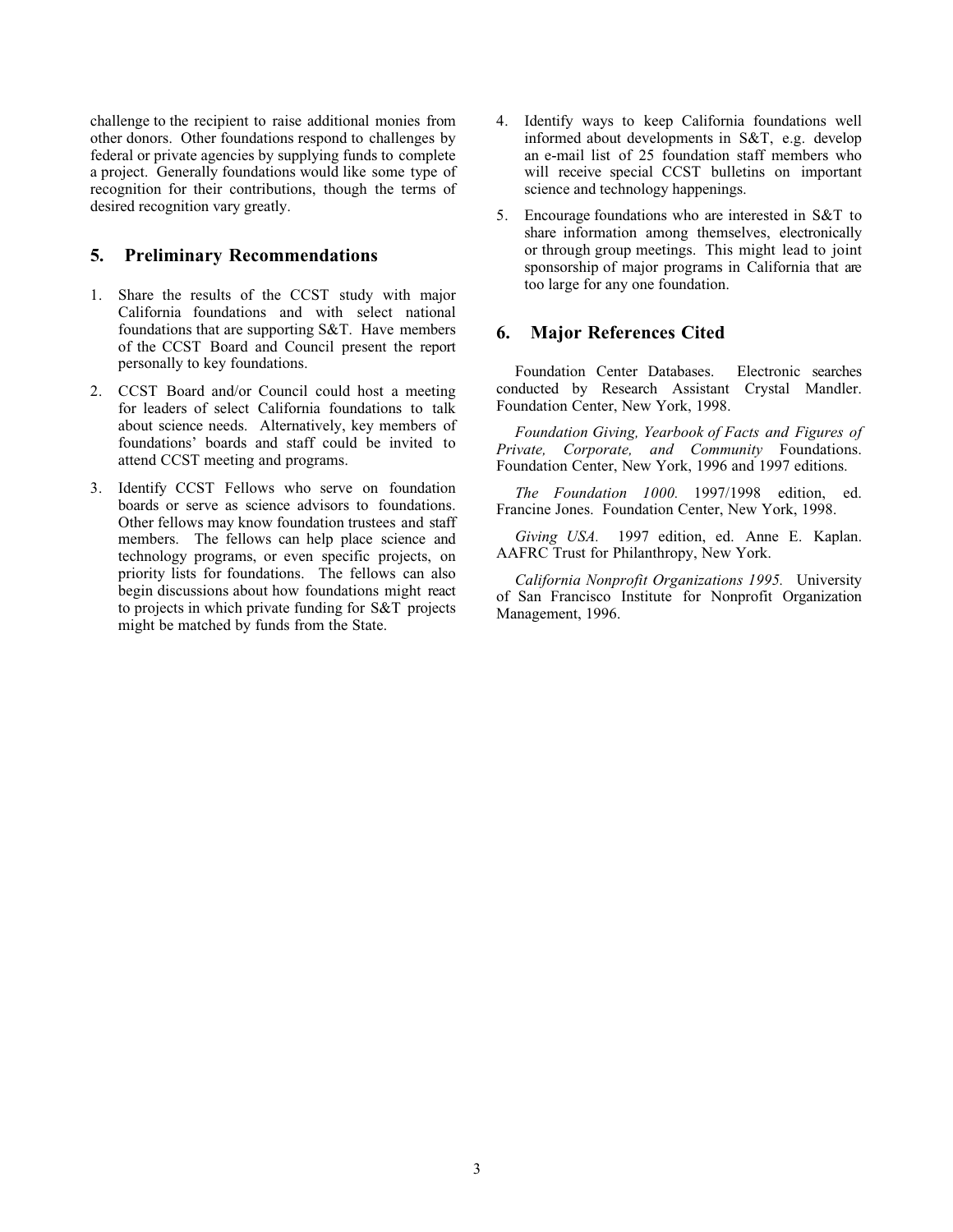challenge to the recipient to raise additional monies from other donors. Other foundations respond to challenges by federal or private agencies by supplying funds to complete a project. Generally foundations would like some type of recognition for their contributions, though the terms of desired recognition vary greatly.

## 5. Preliminary Recommendations

1. Share the results of the CCST study with major California foundations and with select national foundations that are supporting S&T. Have members of the CCST Board and Council present the report personally to key foundations.
2. CCST Board and/or Council could host a meeting for leaders of select California foundations to talk about science needs. Alternatively, key members of foundations' boards and staff could be invited to attend CCST meeting and programs.
3. Identify CCST Fellows who serve on foundation boards or serve as science advisors to foundations. Other fellows may know foundation trustees and staff members. The fellows can help place science and technology programs, or even specific projects, on priority lists for foundations. The fellows can also begin discussions about how foundations might react to projects in which private funding for S&T projects might be matched by funds from the State.
4. Identify ways to keep California foundations well informed about developments in S&T, e.g. develop an e-mail list of 25 foundation staff members who will receive special CCST bulletins on important science and technology happenings.
5. Encourage foundations who are interested in S&T to share information among themselves, electronically or through group meetings. This might lead to joint sponsorship of major programs in California that are too large for any one foundation.

## 6. Major References Cited

Foundation Center Databases. Electronic searches conducted by Research Assistant Crystal Mandler. Foundation Center, New York, 1998.

*Foundation Giving, Yearbook of Facts and Figures of Private, Corporate, and Community* Foundations. Foundation Center, New York, 1996 and 1997 editions.

*The Foundation 1000.* 1997/1998 edition, ed. Francine Jones. Foundation Center, New York, 1998.

*Giving USA.* 1997 edition, ed. Anne E. Kaplan. AAFRC Trust for Philanthropy, New York.

*California Nonprofit Organizations 1995.* University of San Francisco Institute for Nonprofit Organization Management, 1996.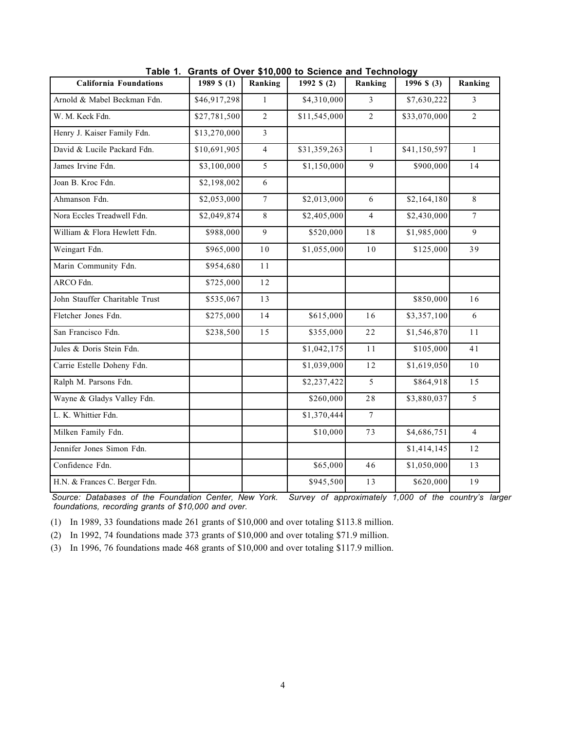**Table 1. Grants of Over $10,000 to Science and Technology**

| California Foundations | 1989 $ (1) | Ranking | 1992 $ (2) | Ranking | 1996 $ (3) | Ranking |
|---|---|---|---|---|---|---|
| Arnold & Mabel Beckman Fdn. | $46,917,298 | 1 | $4,310,000 | 3 | $7,630,222 | 3 |
| W. M. Keck Fdn. | $27,781,500 | 2 | $11,545,000 | 2 | $33,070,000 | 2 |
| Henry J. Kaiser Family Fdn. | $13,270,000 | 3 | | | | |
| David & Lucile Packard Fdn. | $10,691,905 | 4 | $31,359,263 | 1 | $41,150,597 | 1 |
| James Irvine Fdn. | $3,100,000 | 5 | $1,150,000 | 9 | $900,000 | 14 |
| Joan B. Kroc Fdn. | $2,198,002 | 6 | | | | |
| Ahmanson Fdn. | $2,053,000 | 7 | $2,013,000 | 6 | $2,164,180 | 8 |
| Nora Eccles Treadwell Fdn. | $2,049,874 | 8 | $2,405,000 | 4 | $2,430,000 | 7 |
| William & Flora Hewlett Fdn. | $988,000 | 9 | $520,000 | 18 | $1,985,000 | 9 |
| Weingart Fdn. | $965,000 | 10 | $1,055,000 | 10 | $125,000 | 39 |
| Marin Community Fdn. | $954,680 | 11 | | | | |
| ARCO Fdn. | $725,000 | 12 | | | | |
| John Stauffer Charitable Trust | $535,067 | 13 | | | $850,000 | 16 |
| Fletcher Jones Fdn. | $275,000 | 14 | $615,000 | 16 | $3,357,100 | 6 |
| San Francisco Fdn. | $238,500 | 15 | $355,000 | 22 | $1,546,870 | 11 |
| Jules & Doris Stein Fdn. | | | $1,042,175 | 11 | $105,000 | 41 |
| Carrie Estelle Doheny Fdn. | | | $1,039,000 | 12 | $1,619,050 | 10 |
| Ralph M. Parsons Fdn. | | | $2,237,422 | 5 | $864,918 | 15 |
| Wayne & Gladys Valley Fdn. | | | $260,000 | 28 | $3,880,037 | 5 |
| L. K. Whittier Fdn. | | | $1,370,444 | 7 | | |
| Milken Family Fdn. | | | $10,000 | 73 | $4,686,751 | 4 |
| Jennifer Jones Simon Fdn. | | | | | $1,414,145 | 12 |
| Confidence Fdn. | | | $65,000 | 46 | $1,050,000 | 13 |
| H.N. & Frances C. Berger Fdn. | | | $945,500 | 13 | $620,000 | 19 |

*Source: Databases of the Foundation Center, New York. Survey of approximately 1,000 of the country's larger foundations, recording grants of $10,000 and over.*

(1) In 1989, 33 foundations made 261 grants of $10,000 and over totaling $113.8 million.

(2) In 1992, 74 foundations made 373 grants of $10,000 and over totaling $71.9 million.

(3) In 1996, 76 foundations made 468 grants of $10,000 and over totaling $117.9 million.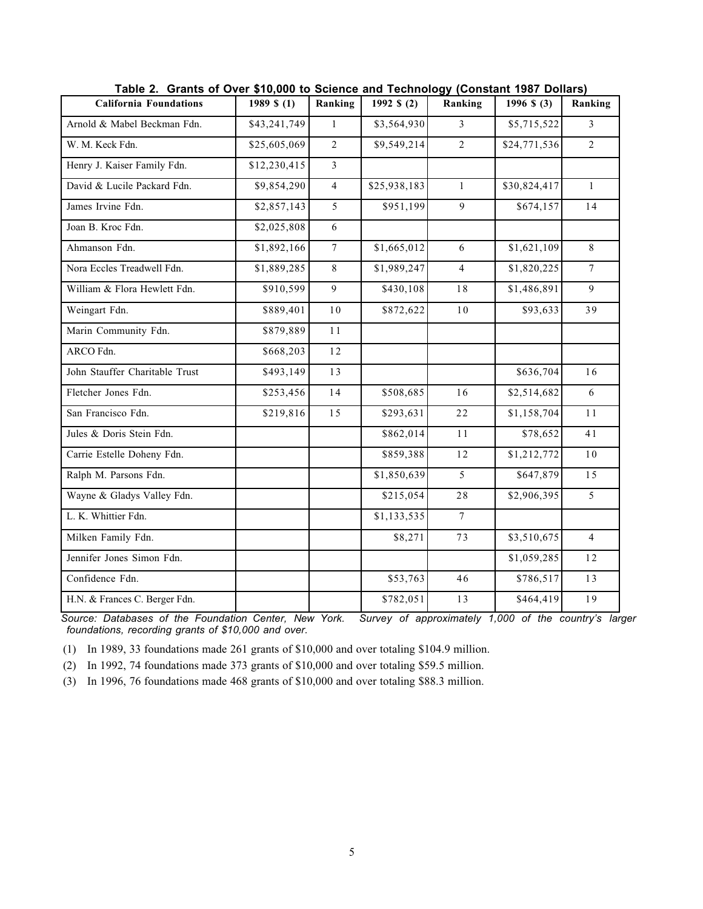**Table 2. Grants of Over $10,000 to Science and Technology (Constant 1987 Dollars)**

| California Foundations | 1989 $ (1) | Ranking | 1992 $ (2) | Ranking | 1996 $ (3) | Ranking |
|---|---|---|---|---|---|---|
| Arnold & Mabel Beckman Fdn. | $43,241,749 | 1 | $3,564,930 | 3 | $5,715,522 | 3 |
| W. M. Keck Fdn. | $25,605,069 | 2 | $9,549,214 | 2 | $24,771,536 | 2 |
| Henry J. Kaiser Family Fdn. | $12,230,415 | 3 | | | | |
| David & Lucile Packard Fdn. | $9,854,290 | 4 | $25,938,183 | 1 | $30,824,417 | 1 |
| James Irvine Fdn. | $2,857,143 | 5 | $951,199 | 9 | $674,157 | 14 |
| Joan B. Kroc Fdn. | $2,025,808 | 6 | | | | |
| Ahmanson Fdn. | $1,892,166 | 7 | $1,665,012 | 6 | $1,621,109 | 8 |
| Nora Eccles Treadwell Fdn. | $1,889,285 | 8 | $1,989,247 | 4 | $1,820,225 | 7 |
| William & Flora Hewlett Fdn. | $910,599 | 9 | $430,108 | 18 | $1,486,891 | 9 |
| Weingart Fdn. | $889,401 | 10 | $872,622 | 10 | $93,633 | 39 |
| Marin Community Fdn. | $879,889 | 11 | | | | |
| ARCO Fdn. | $668,203 | 12 | | | | |
| John Stauffer Charitable Trust | $493,149 | 13 | | | $636,704 | 16 |
| Fletcher Jones Fdn. | $253,456 | 14 | $508,685 | 16 | $2,514,682 | 6 |
| San Francisco Fdn. | $219,816 | 15 | $293,631 | 22 | $1,158,704 | 11 |
| Jules & Doris Stein Fdn. | | | $862,014 | 11 | $78,652 | 41 |
| Carrie Estelle Doheny Fdn. | | | $859,388 | 12 | $1,212,772 | 10 |
| Ralph M. Parsons Fdn. | | | $1,850,639 | 5 | $647,879 | 15 |
| Wayne & Gladys Valley Fdn. | | | $215,054 | 28 | $2,906,395 | 5 |
| L. K. Whittier Fdn. | | | $1,133,535 | 7 | | |
| Milken Family Fdn. | | | $8,271 | 73 | $3,510,675 | 4 |
| Jennifer Jones Simon Fdn. | | | | | $1,059,285 | 12 |
| Confidence Fdn. | | | $53,763 | 46 | $786,517 | 13 |
| H.N. & Frances C. Berger Fdn. | | | $782,051 | 13 | $464,419 | 19 |

*Source: Databases of the Foundation Center, New York. Survey of approximately 1,000 of the country's larger foundations, recording grants of $10,000 and over.*

(1) In 1989, 33 foundations made 261 grants of $10,000 and over totaling $104.9 million.

(2) In 1992, 74 foundations made 373 grants of $10,000 and over totaling $59.5 million.

(3) In 1996, 76 foundations made 468 grants of $10,000 and over totaling $88.3 million.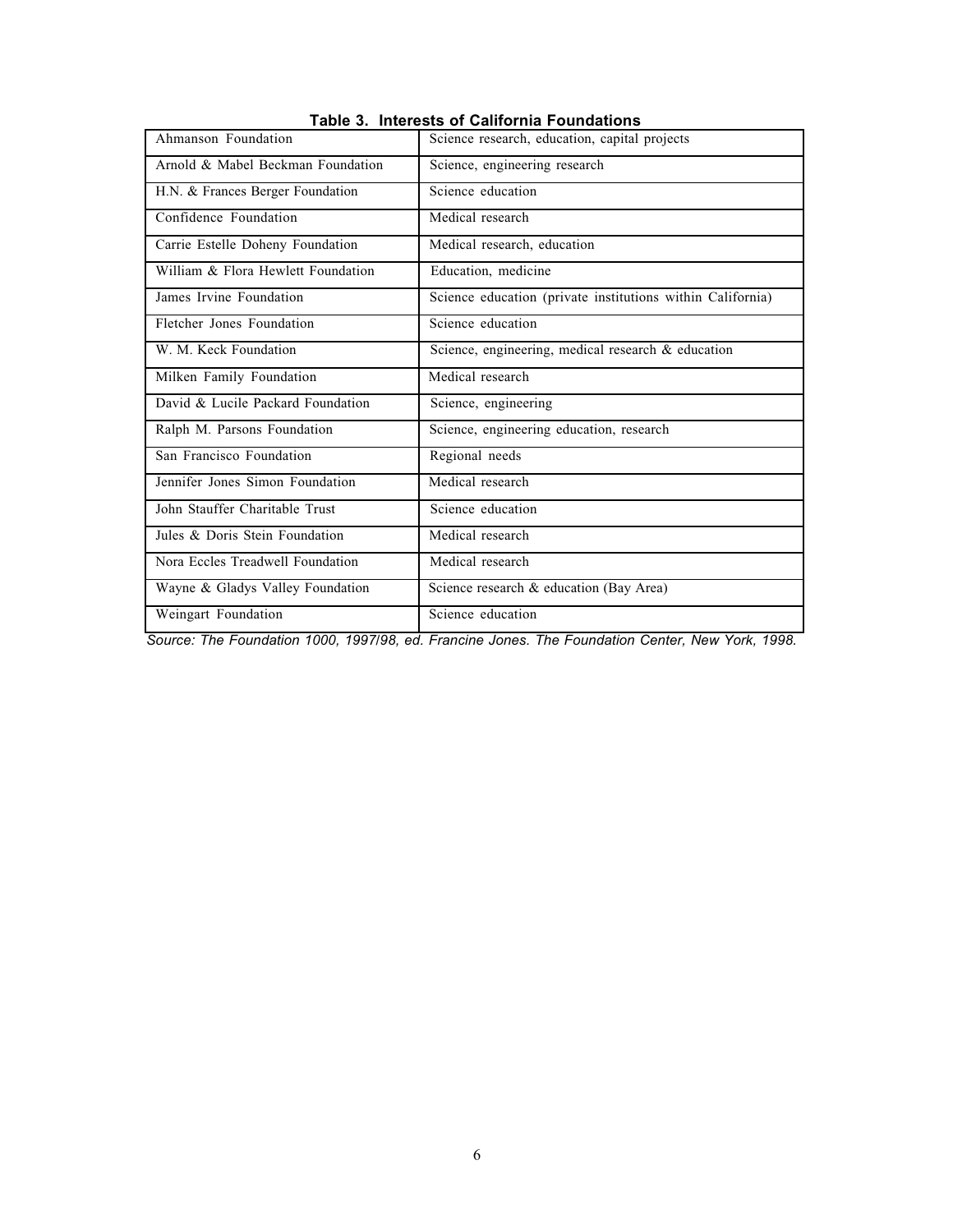**Table 3. Interests of California Foundations**

| Foundation | Interests |
|---|---|
| Ahmanson Foundation | Science research, education, capital projects |
| Arnold & Mabel Beckman Foundation | Science, engineering research |
| H.N. & Frances Berger Foundation | Science education |
| Confidence Foundation | Medical research |
| Carrie Estelle Doheny Foundation | Medical research, education |
| William & Flora Hewlett Foundation | Education, medicine |
| James Irvine Foundation | Science education (private institutions within California) |
| Fletcher Jones Foundation | Science education |
| W. M. Keck Foundation | Science, engineering, medical research & education |
| Milken Family Foundation | Medical research |
| David & Lucile Packard Foundation | Science, engineering |
| Ralph M. Parsons Foundation | Science, engineering education, research |
| San Francisco Foundation | Regional needs |
| Jennifer Jones Simon Foundation | Medical research |
| John Stauffer Charitable Trust | Science education |
| Jules & Doris Stein Foundation | Medical research |
| Nora Eccles Treadwell Foundation | Medical research |
| Wayne & Gladys Valley Foundation | Science research & education (Bay Area) |
| Weingart Foundation | Science education |

*Source: The Foundation 1000, 1997/98, ed. Francine Jones. The Foundation Center, New York, 1998.*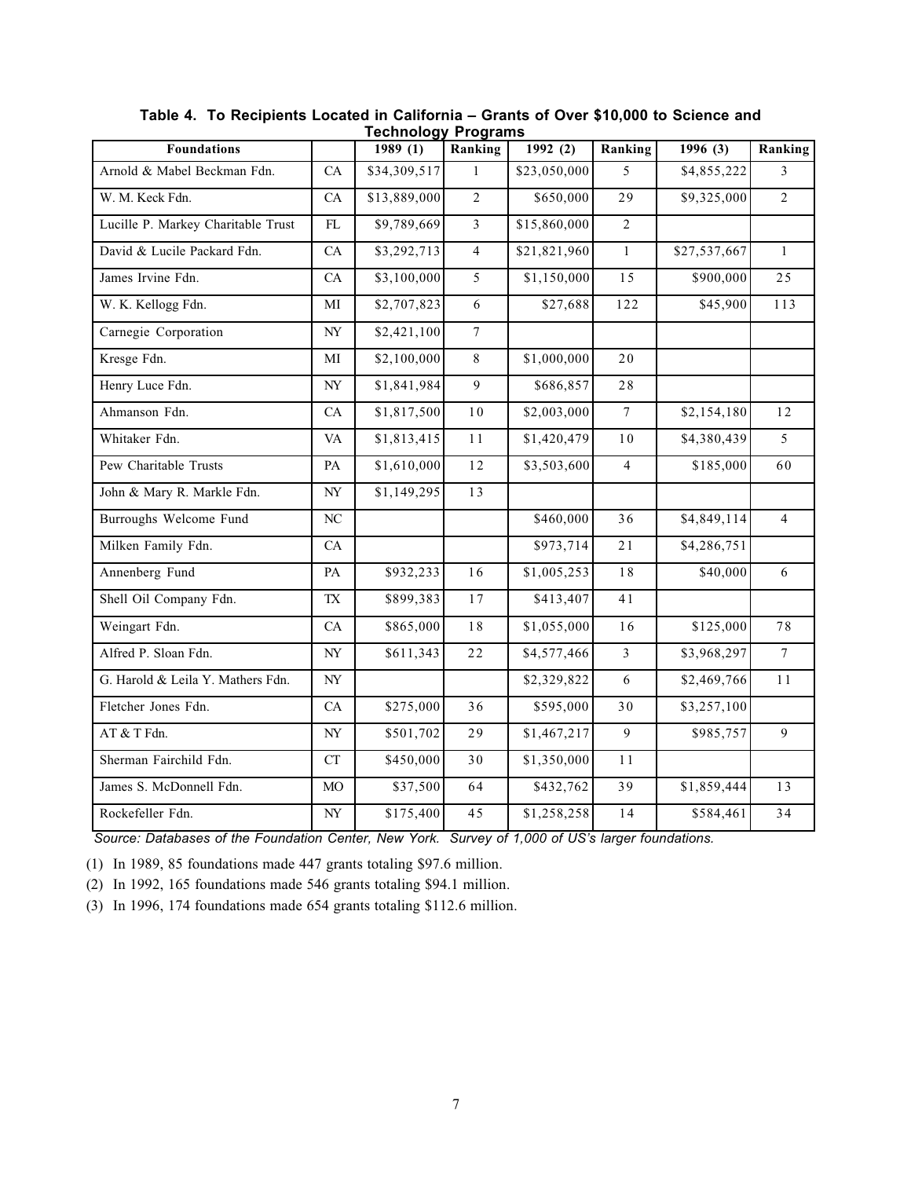**Table 4. To Recipients Located in California – Grants of Over $10,000 to Science and Technology Programs**

| Foundations | | 1989 (1) | Ranking | 1992 (2) | Ranking | 1996 (3) | Ranking |
|---|---|---|---|---|---|---|---|
| Arnold & Mabel Beckman Fdn. | CA | $34,309,517 | 1 | $23,050,000 | 5 | $4,855,222 | 3 |
| W. M. Keck Fdn. | CA | $13,889,000 | 2 | $650,000 | 29 | $9,325,000 | 2 |
| Lucille P. Markey Charitable Trust | FL | $9,789,669 | 3 | $15,860,000 | 2 | | |
| David & Lucile Packard Fdn. | CA | $3,292,713 | 4 | $21,821,960 | 1 | $27,537,667 | 1 |
| James Irvine Fdn. | CA | $3,100,000 | 5 | $1,150,000 | 15 | $900,000 | 25 |
| W. K. Kellogg Fdn. | MI | $2,707,823 | 6 | $27,688 | 122 | $45,900 | 113 |
| Carnegie Corporation | NY | $2,421,100 | 7 | | | | |
| Kresge Fdn. | MI | $2,100,000 | 8 | $1,000,000 | 20 | | |
| Henry Luce Fdn. | NY | $1,841,984 | 9 | $686,857 | 28 | | |
| Ahmanson Fdn. | CA | $1,817,500 | 10 | $2,003,000 | 7 | $2,154,180 | 12 |
| Whitaker Fdn. | VA | $1,813,415 | 11 | $1,420,479 | 10 | $4,380,439 | 5 |
| Pew Charitable Trusts | PA | $1,610,000 | 12 | $3,503,600 | 4 | $185,000 | 60 |
| John & Mary R. Markle Fdn. | NY | $1,149,295 | 13 | | | | |
| Burroughs Welcome Fund | NC | | | $460,000 | 36 | $4,849,114 | 4 |
| Milken Family Fdn. | CA | | | $973,714 | 21 | $4,286,751 | |
| Annenberg Fund | PA | $932,233 | 16 | $1,005,253 | 18 | $40,000 | 6 |
| Shell Oil Company Fdn. | TX | $899,383 | 17 | $413,407 | 41 | | |
| Weingart Fdn. | CA | $865,000 | 18 | $1,055,000 | 16 | $125,000 | 78 |
| Alfred P. Sloan Fdn. | NY | $611,343 | 22 | $4,577,466 | 3 | $3,968,297 | 7 |
| G. Harold & Leila Y. Mathers Fdn. | NY | | | $2,329,822 | 6 | $2,469,766 | 11 |
| Fletcher Jones Fdn. | CA | $275,000 | 36 | $595,000 | 30 | $3,257,100 | |
| AT & T Fdn. | NY | $501,702 | 29 | $1,467,217 | 9 | $985,757 | 9 |
| Sherman Fairchild Fdn. | CT | $450,000 | 30 | $1,350,000 | 11 | | |
| James S. McDonnell Fdn. | MO | $37,500 | 64 | $432,762 | 39 | $1,859,444 | 13 |
| Rockefeller Fdn. | NY | $175,400 | 45 | $1,258,258 | 14 | $584,461 | 34 |

*Source: Databases of the Foundation Center, New York. Survey of 1,000 of US's larger foundations.*

(1) In 1989, 85 foundations made 447 grants totaling $97.6 million.

(2) In 1992, 165 foundations made 546 grants totaling $94.1 million.

(3) In 1996, 174 foundations made 654 grants totaling $112.6 million.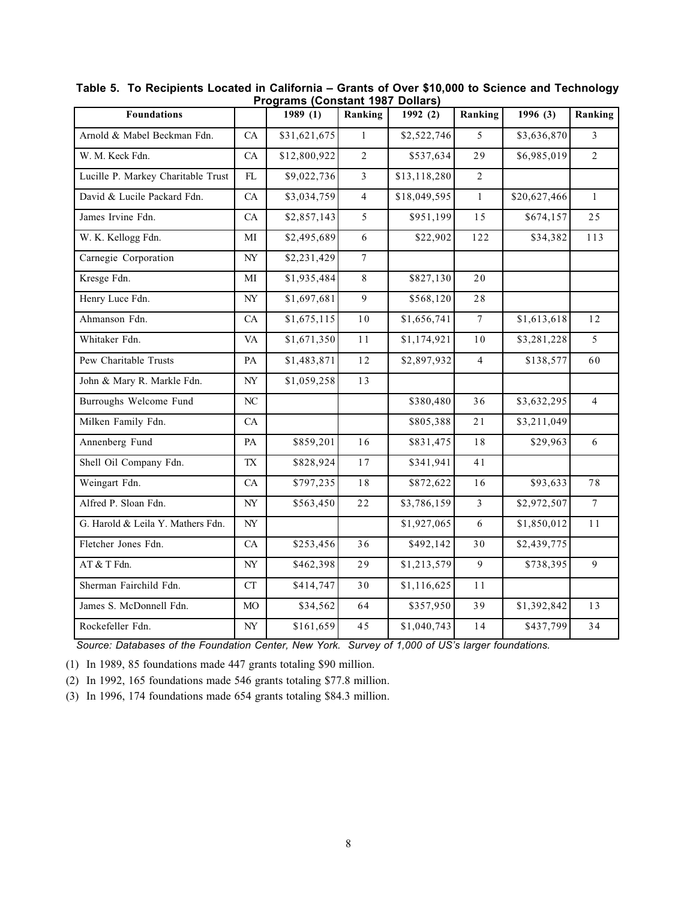**Table 5. To Recipients Located in California – Grants of Over $10,000 to Science and Technology Programs (Constant 1987 Dollars)**

| Foundations | | 1989 (1) | Ranking | 1992 (2) | Ranking | 1996 (3) | Ranking |
|---|---|---|---|---|---|---|---|
| Arnold & Mabel Beckman Fdn. | CA | $31,621,675 | 1 | $2,522,746 | 5 | $3,636,870 | 3 |
| W. M. Keck Fdn. | CA | $12,800,922 | 2 | $537,634 | 29 | $6,985,019 | 2 |
| Lucille P. Markey Charitable Trust | FL | $9,022,736 | 3 | $13,118,280 | 2 | | |
| David & Lucile Packard Fdn. | CA | $3,034,759 | 4 | $18,049,595 | 1 | $20,627,466 | 1 |
| James Irvine Fdn. | CA | $2,857,143 | 5 | $951,199 | 15 | $674,157 | 25 |
| W. K. Kellogg Fdn. | MI | $2,495,689 | 6 | $22,902 | 122 | $34,382 | 113 |
| Carnegie Corporation | NY | $2,231,429 | 7 | | | | |
| Kresge Fdn. | MI | $1,935,484 | 8 | $827,130 | 20 | | |
| Henry Luce Fdn. | NY | $1,697,681 | 9 | $568,120 | 28 | | |
| Ahmanson Fdn. | CA | $1,675,115 | 10 | $1,656,741 | 7 | $1,613,618 | 12 |
| Whitaker Fdn. | VA | $1,671,350 | 11 | $1,174,921 | 10 | $3,281,228 | 5 |
| Pew Charitable Trusts | PA | $1,483,871 | 12 | $2,897,932 | 4 | $138,577 | 60 |
| John & Mary R. Markle Fdn. | NY | $1,059,258 | 13 | | | | |
| Burroughs Welcome Fund | NC | | | $380,480 | 36 | $3,632,295 | 4 |
| Milken Family Fdn. | CA | | | $805,388 | 21 | $3,211,049 | |
| Annenberg Fund | PA | $859,201 | 16 | $831,475 | 18 | $29,963 | 6 |
| Shell Oil Company Fdn. | TX | $828,924 | 17 | $341,941 | 41 | | |
| Weingart Fdn. | CA | $797,235 | 18 | $872,622 | 16 | $93,633 | 78 |
| Alfred P. Sloan Fdn. | NY | $563,450 | 22 | $3,786,159 | 3 | $2,972,507 | 7 |
| G. Harold & Leila Y. Mathers Fdn. | NY | | | $1,927,065 | 6 | $1,850,012 | 11 |
| Fletcher Jones Fdn. | CA | $253,456 | 36 | $492,142 | 30 | $2,439,775 | |
| AT & T Fdn. | NY | $462,398 | 29 | $1,213,579 | 9 | $738,395 | 9 |
| Sherman Fairchild Fdn. | CT | $414,747 | 30 | $1,116,625 | 11 | | |
| James S. McDonnell Fdn. | MO | $34,562 | 64 | $357,950 | 39 | $1,392,842 | 13 |
| Rockefeller Fdn. | NY | $161,659 | 45 | $1,040,743 | 14 | $437,799 | 34 |

*Source: Databases of the Foundation Center, New York. Survey of 1,000 of US's larger foundations.*

(1) In 1989, 85 foundations made 447 grants totaling $90 million.

(2) In 1992, 165 foundations made 546 grants totaling $77.8 million.

(3) In 1996, 174 foundations made 654 grants totaling $84.3 million.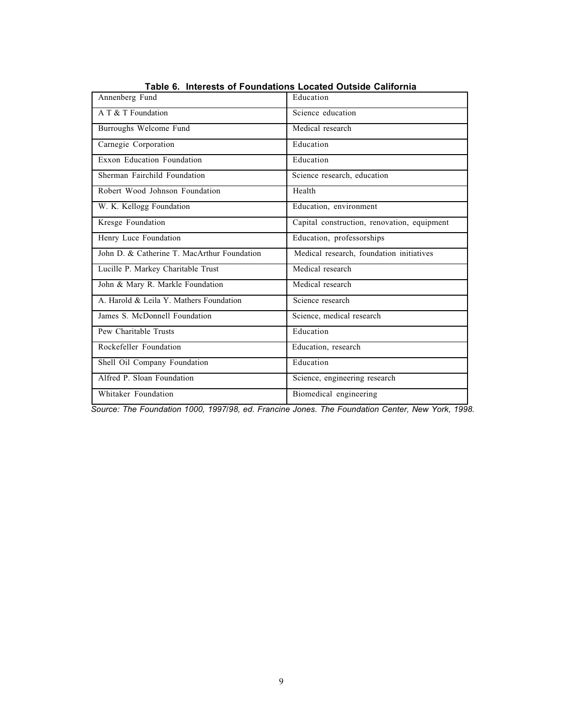**Table 6. Interests of Foundations Located Outside California**

| | |
|---|---|
| Annenberg Fund | Education |
| A T & T Foundation | Science education |
| Burroughs Welcome Fund | Medical research |
| Carnegie Corporation | Education |
| Exxon Education Foundation | Education |
| Sherman Fairchild Foundation | Science research, education |
| Robert Wood Johnson Foundation | Health |
| W. K. Kellogg Foundation | Education, environment |
| Kresge Foundation | Capital construction, renovation, equipment |
| Henry Luce Foundation | Education, professorships |
| John D. & Catherine T. MacArthur Foundation | Medical research, foundation initiatives |
| Lucille P. Markey Charitable Trust | Medical research |
| John & Mary R. Markle Foundation | Medical research |
| A. Harold & Leila Y. Mathers Foundation | Science research |
| James S. McDonnell Foundation | Science, medical research |
| Pew Charitable Trusts | Education |
| Rockefeller Foundation | Education, research |
| Shell Oil Company Foundation | Education |
| Alfred P. Sloan Foundation | Science, engineering research |
| Whitaker Foundation | Biomedical engineering |

*Source: The Foundation 1000, 1997/98, ed. Francine Jones. The Foundation Center, New York, 1998.*